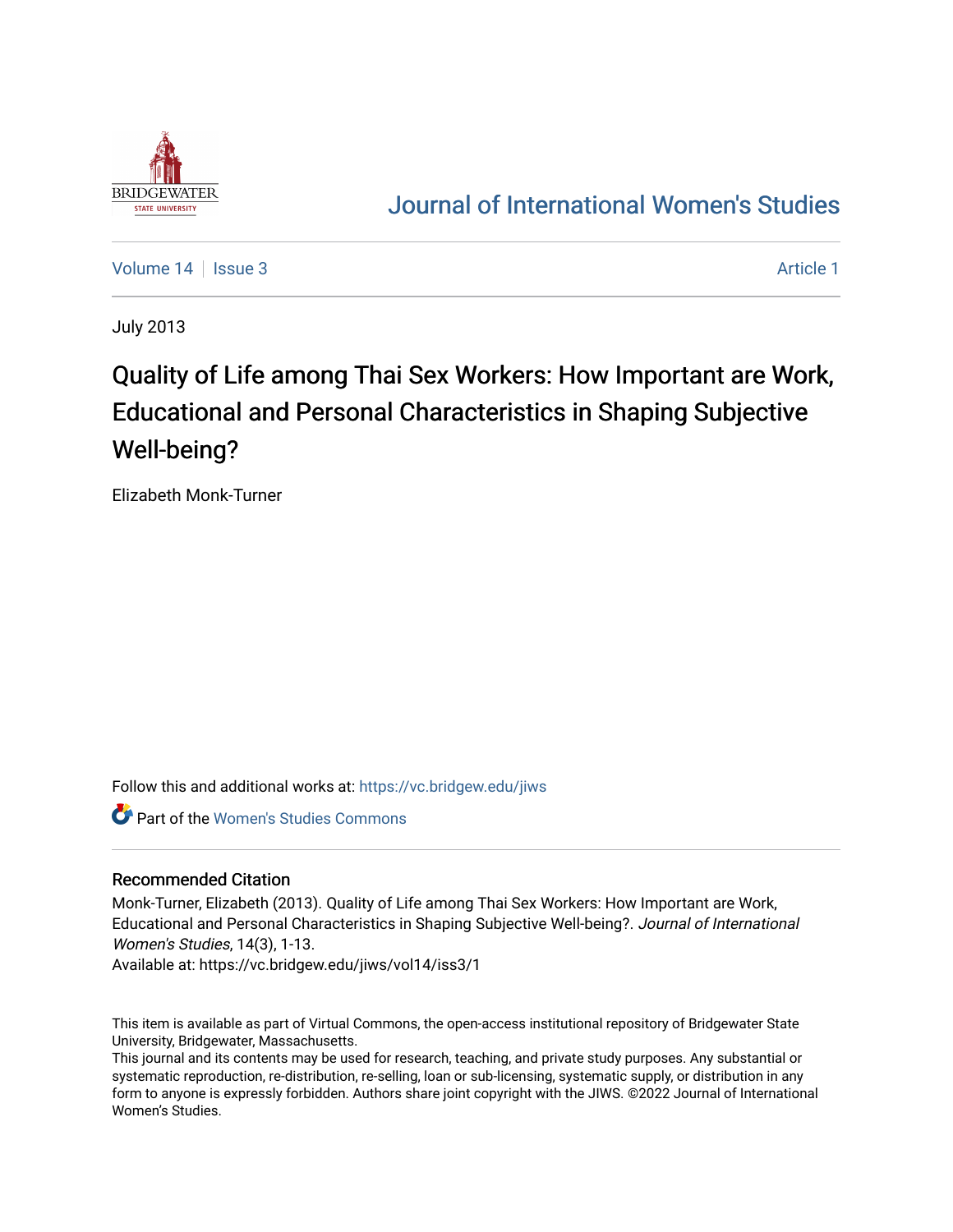Journal of International Women's Studies

Volume 14 | Issue 3 | Article 1

July 2013

# Quality of Life among Thai Sex Workers: How Important are Work, Educational and Personal Characteristics in Shaping Subjective Well-being?

Elizabeth Monk-Turner

Follow this and additional works at: https://vc.bridgew.edu/jiws

Part of the Women's Studies Commons

## Recommended Citation

Monk-Turner, Elizabeth (2013). Quality of Life among Thai Sex Workers: How Important are Work, Educational and Personal Characteristics in Shaping Subjective Well-being?. *Journal of International Women's Studies*, 14(3), 1-13.

Available at: https://vc.bridgew.edu/jiws/vol14/iss3/1

This item is available as part of Virtual Commons, the open-access institutional repository of Bridgewater State University, Bridgewater, Massachusetts.

This journal and its contents may be used for research, teaching, and private study purposes. Any substantial or systematic reproduction, re-distribution, re-selling, loan or sub-licensing, systematic supply, or distribution in any form to anyone is expressly forbidden. Authors share joint copyright with the JIWS. ©2022 Journal of International Women's Studies.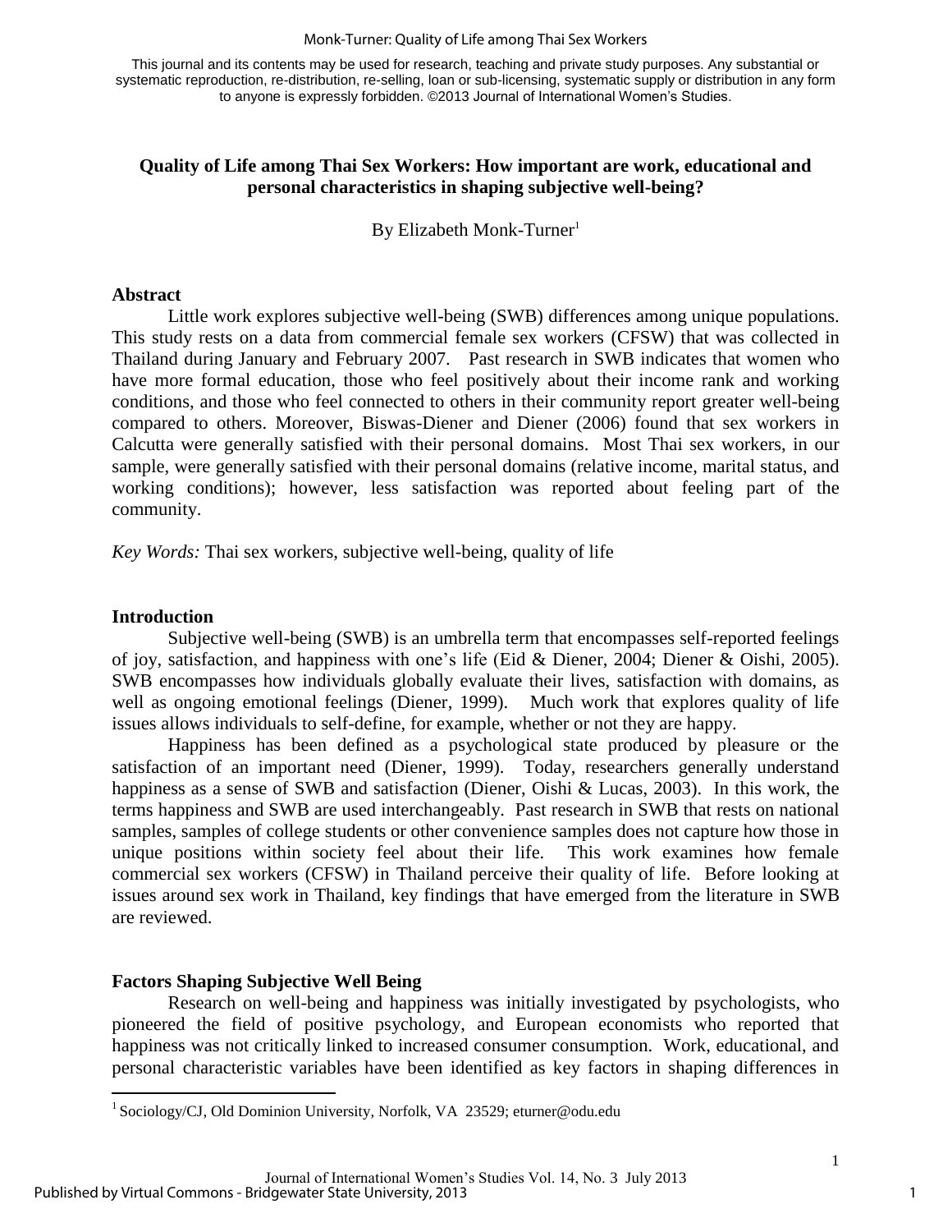This journal and its contents may be used for research, teaching and private study purposes. Any substantial or systematic reproduction, re-distribution, re-selling, loan or sub-licensing, systematic supply or distribution in any form to anyone is expressly forbidden. ©2013 Journal of International Women's Studies.

# Quality of Life among Thai Sex Workers: How important are work, educational and personal characteristics in shaping subjective well-being?

By Elizabeth Monk-Turner[1]

## Abstract

Little work explores subjective well-being (SWB) differences among unique populations. This study rests on a data from commercial female sex workers (CFSW) that was collected in Thailand during January and February 2007. Past research in SWB indicates that women who have more formal education, those who feel positively about their income rank and working conditions, and those who feel connected to others in their community report greater well-being compared to others. Moreover, Biswas-Diener and Diener (2006) found that sex workers in Calcutta were generally satisfied with their personal domains. Most Thai sex workers, in our sample, were generally satisfied with their personal domains (relative income, marital status, and working conditions); however, less satisfaction was reported about feeling part of the community.

*Key Words:* Thai sex workers, subjective well-being, quality of life

## Introduction

Subjective well-being (SWB) is an umbrella term that encompasses self-reported feelings of joy, satisfaction, and happiness with one's life (Eid & Diener, 2004; Diener & Oishi, 2005). SWB encompasses how individuals globally evaluate their lives, satisfaction with domains, as well as ongoing emotional feelings (Diener, 1999). Much work that explores quality of life issues allows individuals to self-define, for example, whether or not they are happy.

Happiness has been defined as a psychological state produced by pleasure or the satisfaction of an important need (Diener, 1999). Today, researchers generally understand happiness as a sense of SWB and satisfaction (Diener, Oishi & Lucas, 2003). In this work, the terms happiness and SWB are used interchangeably. Past research in SWB that rests on national samples, samples of college students or other convenience samples does not capture how those in unique positions within society feel about their life. This work examines how female commercial sex workers (CFSW) in Thailand perceive their quality of life. Before looking at issues around sex work in Thailand, key findings that have emerged from the literature in SWB are reviewed.

## Factors Shaping Subjective Well Being

Research on well-being and happiness was initially investigated by psychologists, who pioneered the field of positive psychology, and European economists who reported that happiness was not critically linked to increased consumer consumption. Work, educational, and personal characteristic variables have been identified as key factors in shaping differences in

[1] Sociology/CJ, Old Dominion University, Norfolk, VA 23529; eturner@odu.edu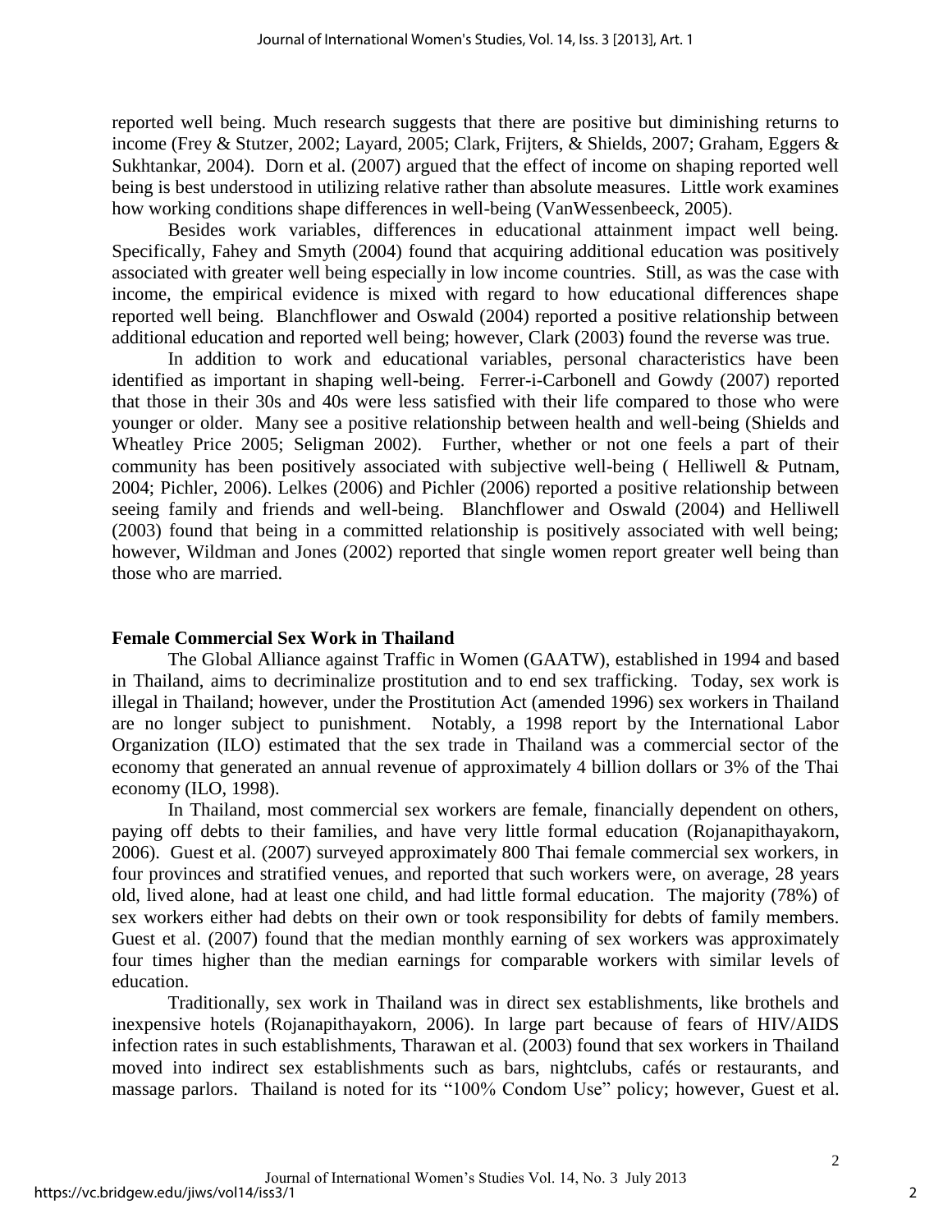reported well being. Much research suggests that there are positive but diminishing returns to income (Frey & Stutzer, 2002; Layard, 2005; Clark, Frijters, & Shields, 2007; Graham, Eggers & Sukhtankar, 2004). Dorn et al. (2007) argued that the effect of income on shaping reported well being is best understood in utilizing relative rather than absolute measures. Little work examines how working conditions shape differences in well-being (VanWessenbeeck, 2005).

Besides work variables, differences in educational attainment impact well being. Specifically, Fahey and Smyth (2004) found that acquiring additional education was positively associated with greater well being especially in low income countries. Still, as was the case with income, the empirical evidence is mixed with regard to how educational differences shape reported well being. Blanchflower and Oswald (2004) reported a positive relationship between additional education and reported well being; however, Clark (2003) found the reverse was true.

In addition to work and educational variables, personal characteristics have been identified as important in shaping well-being. Ferrer-i-Carbonell and Gowdy (2007) reported that those in their 30s and 40s were less satisfied with their life compared to those who were younger or older. Many see a positive relationship between health and well-being (Shields and Wheatley Price 2005; Seligman 2002). Further, whether or not one feels a part of their community has been positively associated with subjective well-being ( Helliwell & Putnam, 2004; Pichler, 2006). Lelkes (2006) and Pichler (2006) reported a positive relationship between seeing family and friends and well-being. Blanchflower and Oswald (2004) and Helliwell (2003) found that being in a committed relationship is positively associated with well being; however, Wildman and Jones (2002) reported that single women report greater well being than those who are married.

## Female Commercial Sex Work in Thailand

The Global Alliance against Traffic in Women (GAATW), established in 1994 and based in Thailand, aims to decriminalize prostitution and to end sex trafficking. Today, sex work is illegal in Thailand; however, under the Prostitution Act (amended 1996) sex workers in Thailand are no longer subject to punishment. Notably, a 1998 report by the International Labor Organization (ILO) estimated that the sex trade in Thailand was a commercial sector of the economy that generated an annual revenue of approximately 4 billion dollars or 3% of the Thai economy (ILO, 1998).

In Thailand, most commercial sex workers are female, financially dependent on others, paying off debts to their families, and have very little formal education (Rojanapithayakorn, 2006). Guest et al. (2007) surveyed approximately 800 Thai female commercial sex workers, in four provinces and stratified venues, and reported that such workers were, on average, 28 years old, lived alone, had at least one child, and had little formal education. The majority (78%) of sex workers either had debts on their own or took responsibility for debts of family members. Guest et al. (2007) found that the median monthly earning of sex workers was approximately four times higher than the median earnings for comparable workers with similar levels of education.

Traditionally, sex work in Thailand was in direct sex establishments, like brothels and inexpensive hotels (Rojanapithayakorn, 2006). In large part because of fears of HIV/AIDS infection rates in such establishments, Tharawan et al. (2003) found that sex workers in Thailand moved into indirect sex establishments such as bars, nightclubs, cafés or restaurants, and massage parlors. Thailand is noted for its "100% Condom Use" policy; however, Guest et al.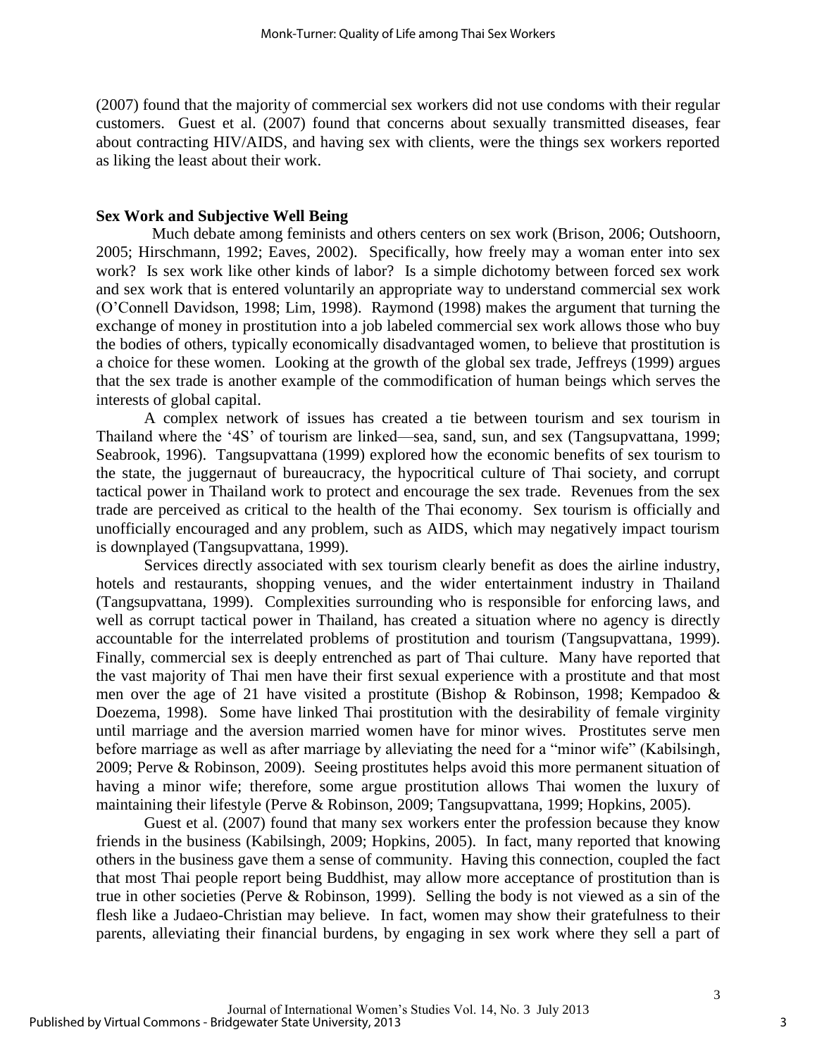(2007) found that the majority of commercial sex workers did not use condoms with their regular customers. Guest et al. (2007) found that concerns about sexually transmitted diseases, fear about contracting HIV/AIDS, and having sex with clients, were the things sex workers reported as liking the least about their work.

## Sex Work and Subjective Well Being

Much debate among feminists and others centers on sex work (Brison, 2006; Outshoorn, 2005; Hirschmann, 1992; Eaves, 2002). Specifically, how freely may a woman enter into sex work? Is sex work like other kinds of labor? Is a simple dichotomy between forced sex work and sex work that is entered voluntarily an appropriate way to understand commercial sex work (O'Connell Davidson, 1998; Lim, 1998). Raymond (1998) makes the argument that turning the exchange of money in prostitution into a job labeled commercial sex work allows those who buy the bodies of others, typically economically disadvantaged women, to believe that prostitution is a choice for these women. Looking at the growth of the global sex trade, Jeffreys (1999) argues that the sex trade is another example of the commodification of human beings which serves the interests of global capital.

A complex network of issues has created a tie between tourism and sex tourism in Thailand where the '4S' of tourism are linked—sea, sand, sun, and sex (Tangsupvattana, 1999; Seabrook, 1996). Tangsupvattana (1999) explored how the economic benefits of sex tourism to the state, the juggernaut of bureaucracy, the hypocritical culture of Thai society, and corrupt tactical power in Thailand work to protect and encourage the sex trade. Revenues from the sex trade are perceived as critical to the health of the Thai economy. Sex tourism is officially and unofficially encouraged and any problem, such as AIDS, which may negatively impact tourism is downplayed (Tangsupvattana, 1999).

Services directly associated with sex tourism clearly benefit as does the airline industry, hotels and restaurants, shopping venues, and the wider entertainment industry in Thailand (Tangsupvattana, 1999). Complexities surrounding who is responsible for enforcing laws, and well as corrupt tactical power in Thailand, has created a situation where no agency is directly accountable for the interrelated problems of prostitution and tourism (Tangsupvattana, 1999). Finally, commercial sex is deeply entrenched as part of Thai culture. Many have reported that the vast majority of Thai men have their first sexual experience with a prostitute and that most men over the age of 21 have visited a prostitute (Bishop & Robinson, 1998; Kempadoo & Doezema, 1998). Some have linked Thai prostitution with the desirability of female virginity until marriage and the aversion married women have for minor wives. Prostitutes serve men before marriage as well as after marriage by alleviating the need for a "minor wife" (Kabilsingh, 2009; Perve & Robinson, 2009). Seeing prostitutes helps avoid this more permanent situation of having a minor wife; therefore, some argue prostitution allows Thai women the luxury of maintaining their lifestyle (Perve & Robinson, 2009; Tangsupvattana, 1999; Hopkins, 2005).

Guest et al. (2007) found that many sex workers enter the profession because they know friends in the business (Kabilsingh, 2009; Hopkins, 2005). In fact, many reported that knowing others in the business gave them a sense of community. Having this connection, coupled the fact that most Thai people report being Buddhist, may allow more acceptance of prostitution than is true in other societies (Perve & Robinson, 1999). Selling the body is not viewed as a sin of the flesh like a Judaeo-Christian may believe. In fact, women may show their gratefulness to their parents, alleviating their financial burdens, by engaging in sex work where they sell a part of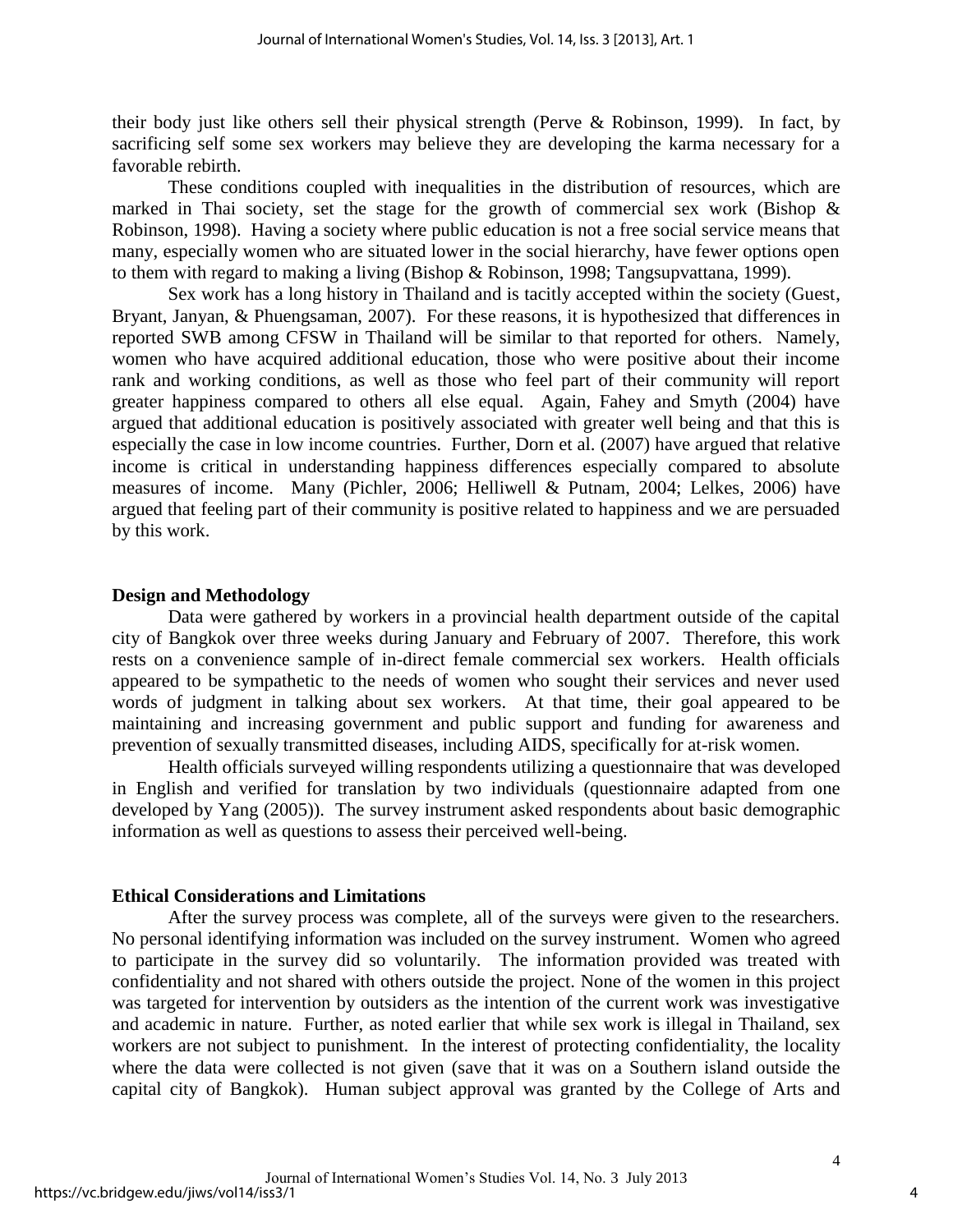their body just like others sell their physical strength (Perve & Robinson, 1999). In fact, by sacrificing self some sex workers may believe they are developing the karma necessary for a favorable rebirth.

These conditions coupled with inequalities in the distribution of resources, which are marked in Thai society, set the stage for the growth of commercial sex work (Bishop & Robinson, 1998). Having a society where public education is not a free social service means that many, especially women who are situated lower in the social hierarchy, have fewer options open to them with regard to making a living (Bishop & Robinson, 1998; Tangsupvattana, 1999).

Sex work has a long history in Thailand and is tacitly accepted within the society (Guest, Bryant, Janyan, & Phuengsaman, 2007). For these reasons, it is hypothesized that differences in reported SWB among CFSW in Thailand will be similar to that reported for others. Namely, women who have acquired additional education, those who were positive about their income rank and working conditions, as well as those who feel part of their community will report greater happiness compared to others all else equal. Again, Fahey and Smyth (2004) have argued that additional education is positively associated with greater well being and that this is especially the case in low income countries. Further, Dorn et al. (2007) have argued that relative income is critical in understanding happiness differences especially compared to absolute measures of income. Many (Pichler, 2006; Helliwell & Putnam, 2004; Lelkes, 2006) have argued that feeling part of their community is positive related to happiness and we are persuaded by this work.

**Design and Methodology**

Data were gathered by workers in a provincial health department outside of the capital city of Bangkok over three weeks during January and February of 2007. Therefore, this work rests on a convenience sample of in-direct female commercial sex workers. Health officials appeared to be sympathetic to the needs of women who sought their services and never used words of judgment in talking about sex workers. At that time, their goal appeared to be maintaining and increasing government and public support and funding for awareness and prevention of sexually transmitted diseases, including AIDS, specifically for at-risk women.

Health officials surveyed willing respondents utilizing a questionnaire that was developed in English and verified for translation by two individuals (questionnaire adapted from one developed by Yang (2005)). The survey instrument asked respondents about basic demographic information as well as questions to assess their perceived well-being.

**Ethical Considerations and Limitations**

After the survey process was complete, all of the surveys were given to the researchers. No personal identifying information was included on the survey instrument. Women who agreed to participate in the survey did so voluntarily. The information provided was treated with confidentiality and not shared with others outside the project. None of the women in this project was targeted for intervention by outsiders as the intention of the current work was investigative and academic in nature. Further, as noted earlier that while sex work is illegal in Thailand, sex workers are not subject to punishment. In the interest of protecting confidentiality, the locality where the data were collected is not given (save that it was on a Southern island outside the capital city of Bangkok). Human subject approval was granted by the College of Arts and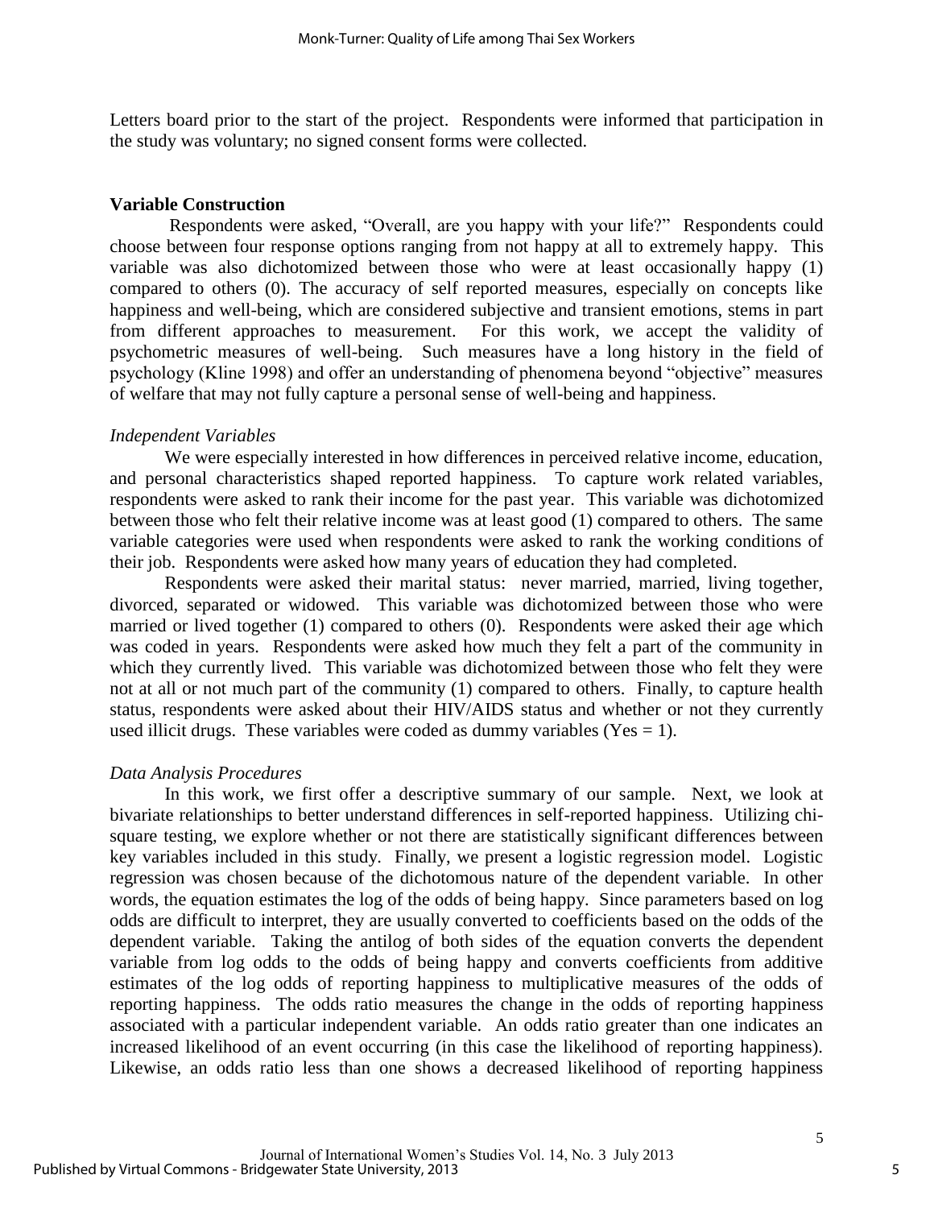Letters board prior to the start of the project. Respondents were informed that participation in the study was voluntary; no signed consent forms were collected.

### Variable Construction

Respondents were asked, "Overall, are you happy with your life?" Respondents could choose between four response options ranging from not happy at all to extremely happy. This variable was also dichotomized between those who were at least occasionally happy (1) compared to others (0). The accuracy of self reported measures, especially on concepts like happiness and well-being, which are considered subjective and transient emotions, stems in part from different approaches to measurement. For this work, we accept the validity of psychometric measures of well-being. Such measures have a long history in the field of psychology (Kline 1998) and offer an understanding of phenomena beyond "objective" measures of welfare that may not fully capture a personal sense of well-being and happiness.

#### *Independent Variables*

We were especially interested in how differences in perceived relative income, education, and personal characteristics shaped reported happiness. To capture work related variables, respondents were asked to rank their income for the past year. This variable was dichotomized between those who felt their relative income was at least good (1) compared to others. The same variable categories were used when respondents were asked to rank the working conditions of their job. Respondents were asked how many years of education they had completed.

Respondents were asked their marital status: never married, married, living together, divorced, separated or widowed. This variable was dichotomized between those who were married or lived together (1) compared to others (0). Respondents were asked their age which was coded in years. Respondents were asked how much they felt a part of the community in which they currently lived. This variable was dichotomized between those who felt they were not at all or not much part of the community (1) compared to others. Finally, to capture health status, respondents were asked about their HIV/AIDS status and whether or not they currently used illicit drugs. These variables were coded as dummy variables (Yes = 1).

#### *Data Analysis Procedures*

In this work, we first offer a descriptive summary of our sample. Next, we look at bivariate relationships to better understand differences in self-reported happiness. Utilizing chi-square testing, we explore whether or not there are statistically significant differences between key variables included in this study. Finally, we present a logistic regression model. Logistic regression was chosen because of the dichotomous nature of the dependent variable. In other words, the equation estimates the log of the odds of being happy. Since parameters based on log odds are difficult to interpret, they are usually converted to coefficients based on the odds of the dependent variable. Taking the antilog of both sides of the equation converts the dependent variable from log odds to the odds of being happy and converts coefficients from additive estimates of the log odds of reporting happiness to multiplicative measures of the odds of reporting happiness. The odds ratio measures the change in the odds of reporting happiness associated with a particular independent variable. An odds ratio greater than one indicates an increased likelihood of an event occurring (in this case the likelihood of reporting happiness). Likewise, an odds ratio less than one shows a decreased likelihood of reporting happiness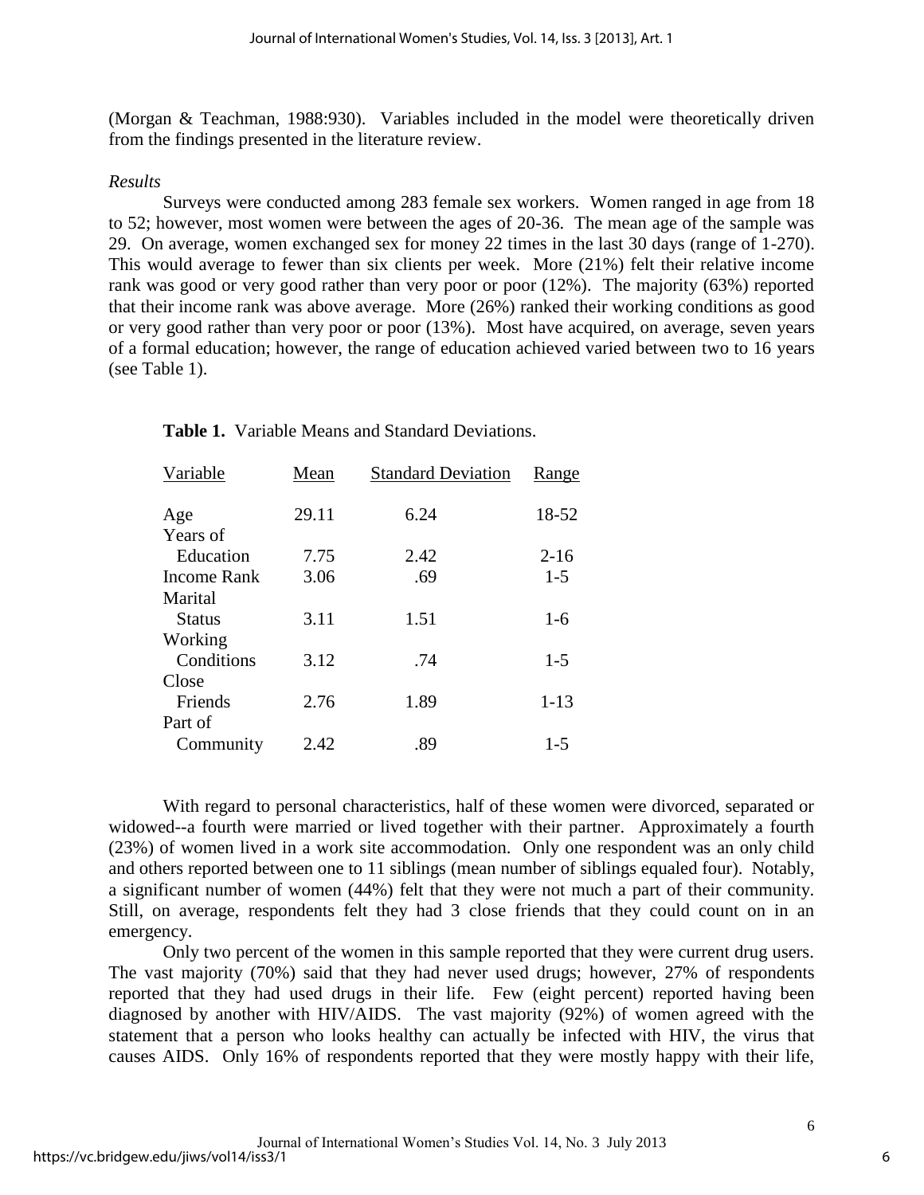(Morgan & Teachman, 1988:930). Variables included in the model were theoretically driven from the findings presented in the literature review.

*Results*

Surveys were conducted among 283 female sex workers. Women ranged in age from 18 to 52; however, most women were between the ages of 20-36. The mean age of the sample was 29. On average, women exchanged sex for money 22 times in the last 30 days (range of 1-270). This would average to fewer than six clients per week. More (21%) felt their relative income rank was good or very good rather than very poor or poor (12%). The majority (63%) reported that their income rank was above average. More (26%) ranked their working conditions as good or very good rather than very poor or poor (13%). Most have acquired, on average, seven years of a formal education; however, the range of education achieved varied between two to 16 years (see Table 1).

**Table 1.** Variable Means and Standard Deviations.

| Variable | Mean | Standard Deviation | Range |
|---|---|---|---|
| Age | 29.11 | 6.24 | 18-52 |
| Years of Education | 7.75 | 2.42 | 2-16 |
| Income Rank | 3.06 | .69 | 1-5 |
| Marital Status | 3.11 | 1.51 | 1-6 |
| Working Conditions | 3.12 | .74 | 1-5 |
| Close Friends | 2.76 | 1.89 | 1-13 |
| Part of Community | 2.42 | .89 | 1-5 |

With regard to personal characteristics, half of these women were divorced, separated or widowed--a fourth were married or lived together with their partner. Approximately a fourth (23%) of women lived in a work site accommodation. Only one respondent was an only child and others reported between one to 11 siblings (mean number of siblings equaled four). Notably, a significant number of women (44%) felt that they were not much a part of their community. Still, on average, respondents felt they had 3 close friends that they could count on in an emergency.

Only two percent of the women in this sample reported that they were current drug users. The vast majority (70%) said that they had never used drugs; however, 27% of respondents reported that they had used drugs in their life. Few (eight percent) reported having been diagnosed by another with HIV/AIDS. The vast majority (92%) of women agreed with the statement that a person who looks healthy can actually be infected with HIV, the virus that causes AIDS. Only 16% of respondents reported that they were mostly happy with their life,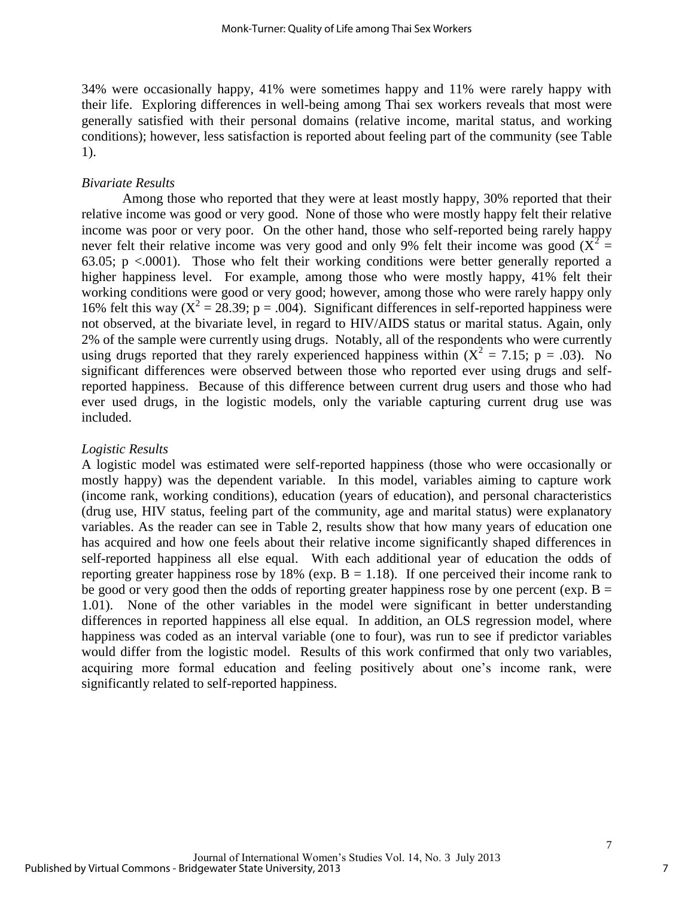34% were occasionally happy, 41% were sometimes happy and 11% were rarely happy with their life. Exploring differences in well-being among Thai sex workers reveals that most were generally satisfied with their personal domains (relative income, marital status, and working conditions); however, less satisfaction is reported about feeling part of the community (see Table 1).

*Bivariate Results*

Among those who reported that they were at least mostly happy, 30% reported that their relative income was good or very good. None of those who were mostly happy felt their relative income was poor or very poor. On the other hand, those who self-reported being rarely happy never felt their relative income was very good and only 9% felt their income was good ($X^2$ = 63.05; p <.0001). Those who felt their working conditions were better generally reported a higher happiness level. For example, among those who were mostly happy, 41% felt their working conditions were good or very good; however, among those who were rarely happy only 16% felt this way ($X^2$ = 28.39; p = .004). Significant differences in self-reported happiness were not observed, at the bivariate level, in regard to HIV/AIDS status or marital status. Again, only 2% of the sample were currently using drugs. Notably, all of the respondents who were currently using drugs reported that they rarely experienced happiness within ($X^2$ = 7.15; p = .03). No significant differences were observed between those who reported ever using drugs and self-reported happiness. Because of this difference between current drug users and those who had ever used drugs, in the logistic models, only the variable capturing current drug use was included.

*Logistic Results*

A logistic model was estimated were self-reported happiness (those who were occasionally or mostly happy) was the dependent variable. In this model, variables aiming to capture work (income rank, working conditions), education (years of education), and personal characteristics (drug use, HIV status, feeling part of the community, age and marital status) were explanatory variables. As the reader can see in Table 2, results show that how many years of education one has acquired and how one feels about their relative income significantly shaped differences in self-reported happiness all else equal. With each additional year of education the odds of reporting greater happiness rose by 18% (exp. B = 1.18). If one perceived their income rank to be good or very good then the odds of reporting greater happiness rose by one percent (exp. B = 1.01). None of the other variables in the model were significant in better understanding differences in reported happiness all else equal. In addition, an OLS regression model, where happiness was coded as an interval variable (one to four), was run to see if predictor variables would differ from the logistic model. Results of this work confirmed that only two variables, acquiring more formal education and feeling positively about one's income rank, were significantly related to self-reported happiness.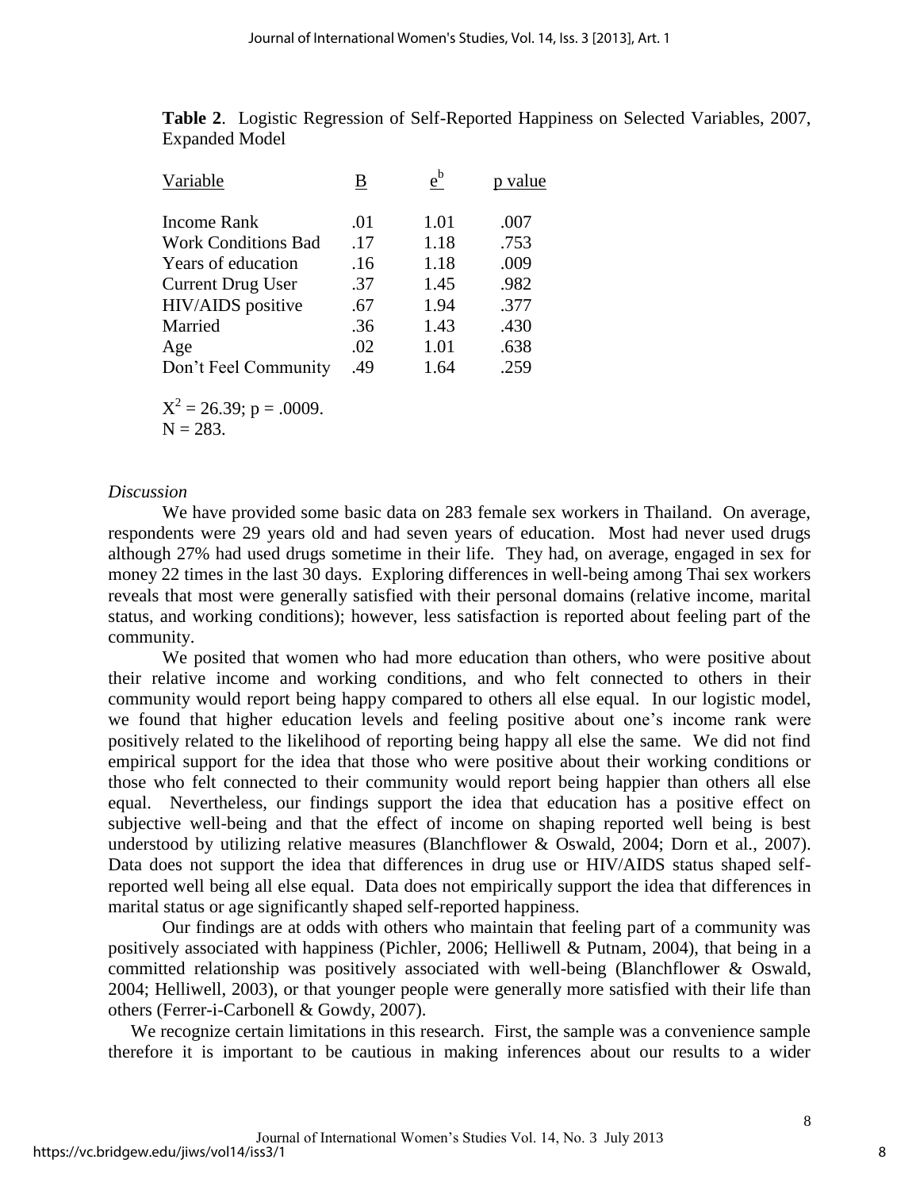**Table 2**. Logistic Regression of Self-Reported Happiness on Selected Variables, 2007, Expanded Model

| Variable | B | $e^b$ | p value |
|---|---|---|---|
| Income Rank | .01 | 1.01 | .007 |
| Work Conditions Bad | .17 | 1.18 | .753 |
| Years of education | .16 | 1.18 | .009 |
| Current Drug User | .37 | 1.45 | .982 |
| HIV/AIDS positive | .67 | 1.94 | .377 |
| Married | .36 | 1.43 | .430 |
| Age | .02 | 1.01 | .638 |
| Don't Feel Community | .49 | 1.64 | .259 |

$X^2 = 26.39$; $p = .0009$.
$N = 283$.

*Discussion*

We have provided some basic data on 283 female sex workers in Thailand. On average, respondents were 29 years old and had seven years of education. Most had never used drugs although 27% had used drugs sometime in their life. They had, on average, engaged in sex for money 22 times in the last 30 days. Exploring differences in well-being among Thai sex workers reveals that most were generally satisfied with their personal domains (relative income, marital status, and working conditions); however, less satisfaction is reported about feeling part of the community.

We posited that women who had more education than others, who were positive about their relative income and working conditions, and who felt connected to others in their community would report being happy compared to others all else equal. In our logistic model, we found that higher education levels and feeling positive about one's income rank were positively related to the likelihood of reporting being happy all else the same. We did not find empirical support for the idea that those who were positive about their working conditions or those who felt connected to their community would report being happier than others all else equal. Nevertheless, our findings support the idea that education has a positive effect on subjective well-being and that the effect of income on shaping reported well being is best understood by utilizing relative measures (Blanchflower & Oswald, 2004; Dorn et al., 2007). Data does not support the idea that differences in drug use or HIV/AIDS status shaped self-reported well being all else equal. Data does not empirically support the idea that differences in marital status or age significantly shaped self-reported happiness.

Our findings are at odds with others who maintain that feeling part of a community was positively associated with happiness (Pichler, 2006; Helliwell & Putnam, 2004), that being in a committed relationship was positively associated with well-being (Blanchflower & Oswald, 2004; Helliwell, 2003), or that younger people were generally more satisfied with their life than others (Ferrer-i-Carbonell & Gowdy, 2007).

We recognize certain limitations in this research. First, the sample was a convenience sample therefore it is important to be cautious in making inferences about our results to a wider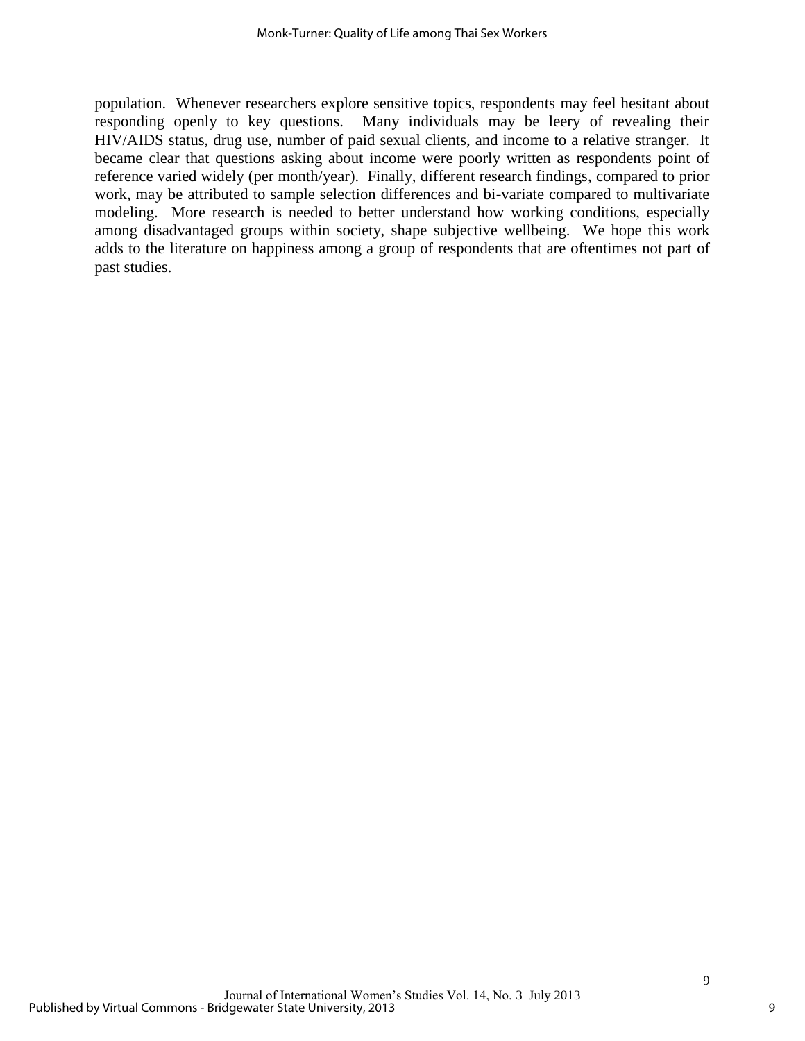population. Whenever researchers explore sensitive topics, respondents may feel hesitant about responding openly to key questions. Many individuals may be leery of revealing their HIV/AIDS status, drug use, number of paid sexual clients, and income to a relative stranger. It became clear that questions asking about income were poorly written as respondents point of reference varied widely (per month/year). Finally, different research findings, compared to prior work, may be attributed to sample selection differences and bi-variate compared to multivariate modeling. More research is needed to better understand how working conditions, especially among disadvantaged groups within society, shape subjective wellbeing. We hope this work adds to the literature on happiness among a group of respondents that are oftentimes not part of past studies.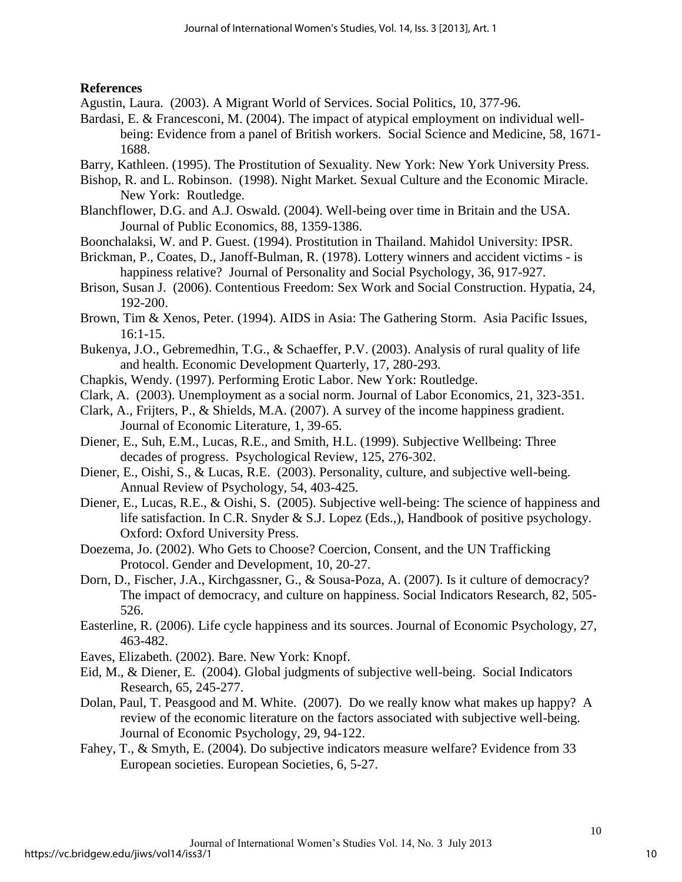**References**

Agustin, Laura. (2003). A Migrant World of Services. Social Politics, 10, 377-96.

Bardasi, E. & Francesconi, M. (2004). The impact of atypical employment on individual well-being: Evidence from a panel of British workers. Social Science and Medicine, 58, 1671-1688.

Barry, Kathleen. (1995). The Prostitution of Sexuality. New York: New York University Press.

Bishop, R. and L. Robinson. (1998). Night Market. Sexual Culture and the Economic Miracle. New York: Routledge.

Blanchflower, D.G. and A.J. Oswald. (2004). Well-being over time in Britain and the USA. Journal of Public Economics, 88, 1359-1386.

Boonchalaksi, W. and P. Guest. (1994). Prostitution in Thailand. Mahidol University: IPSR.

Brickman, P., Coates, D., Janoff-Bulman, R. (1978). Lottery winners and accident victims - is happiness relative? Journal of Personality and Social Psychology, 36, 917-927.

Brison, Susan J. (2006). Contentious Freedom: Sex Work and Social Construction. Hypatia, 24, 192-200.

Brown, Tim & Xenos, Peter. (1994). AIDS in Asia: The Gathering Storm. Asia Pacific Issues, 16:1-15.

Bukenya, J.O., Gebremedhin, T.G., & Schaeffer, P.V. (2003). Analysis of rural quality of life and health. Economic Development Quarterly, 17, 280-293.

Chapkis, Wendy. (1997). Performing Erotic Labor. New York: Routledge.

Clark, A. (2003). Unemployment as a social norm. Journal of Labor Economics, 21, 323-351.

Clark, A., Frijters, P., & Shields, M.A. (2007). A survey of the income happiness gradient. Journal of Economic Literature, 1, 39-65.

Diener, E., Suh, E.M., Lucas, R.E., and Smith, H.L. (1999). Subjective Wellbeing: Three decades of progress. Psychological Review, 125, 276-302.

Diener, E., Oishi, S., & Lucas, R.E. (2003). Personality, culture, and subjective well-being. Annual Review of Psychology, 54, 403-425.

Diener, E., Lucas, R.E., & Oishi, S. (2005). Subjective well-being: The science of happiness and life satisfaction. In C.R. Snyder & S.J. Lopez (Eds.,), Handbook of positive psychology. Oxford: Oxford University Press.

Doezema, Jo. (2002). Who Gets to Choose? Coercion, Consent, and the UN Trafficking Protocol. Gender and Development, 10, 20-27.

Dorn, D., Fischer, J.A., Kirchgassner, G., & Sousa-Poza, A. (2007). Is it culture of democracy? The impact of democracy, and culture on happiness. Social Indicators Research, 82, 505-526.

Easterline, R. (2006). Life cycle happiness and its sources. Journal of Economic Psychology, 27, 463-482.

Eaves, Elizabeth. (2002). Bare. New York: Knopf.

Eid, M., & Diener, E. (2004). Global judgments of subjective well-being. Social Indicators Research, 65, 245-277.

Dolan, Paul, T. Peasgood and M. White. (2007). Do we really know what makes up happy? A review of the economic literature on the factors associated with subjective well-being. Journal of Economic Psychology, 29, 94-122.

Fahey, T., & Smyth, E. (2004). Do subjective indicators measure welfare? Evidence from 33 European societies. European Societies, 6, 5-27.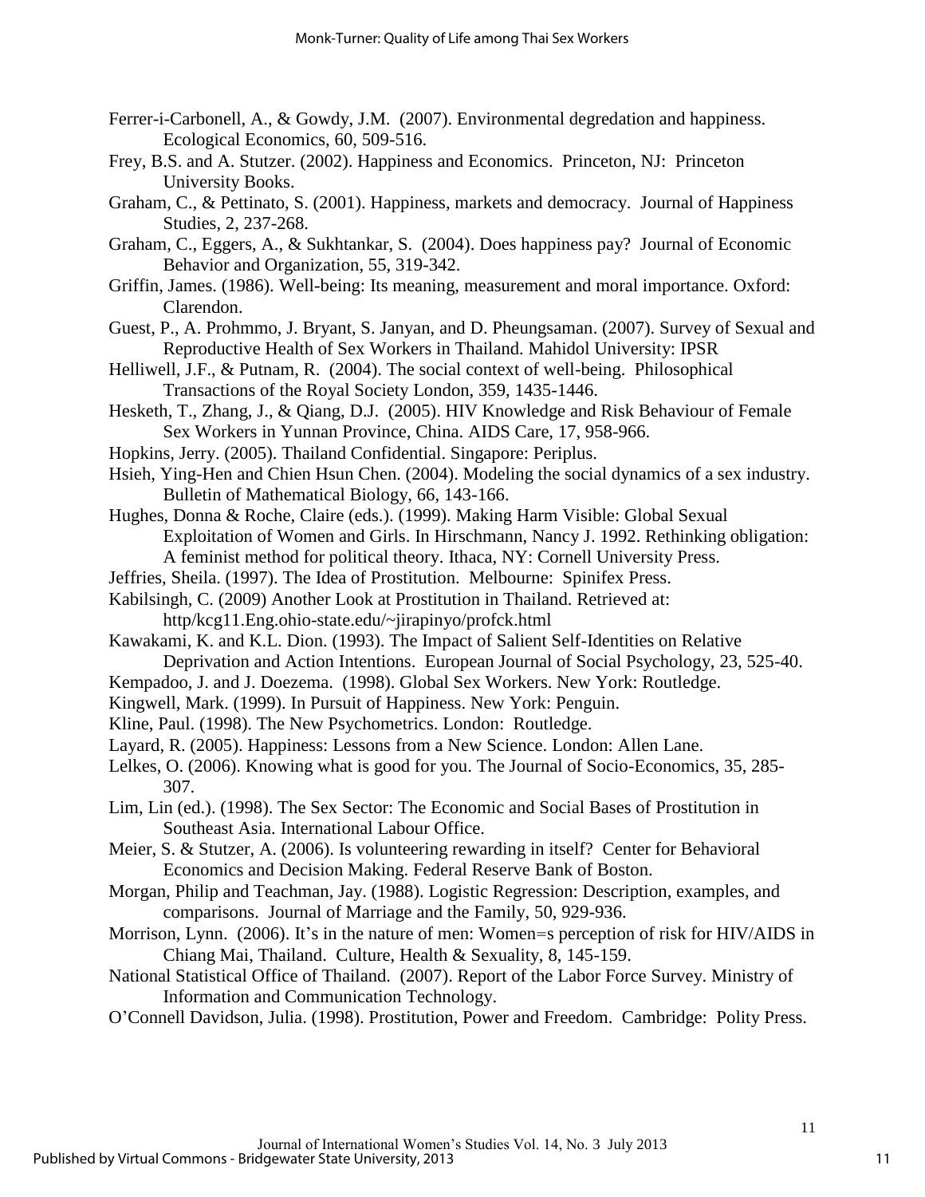Ferrer-i-Carbonell, A., & Gowdy, J.M. (2007). Environmental degredation and happiness. Ecological Economics, 60, 509-516.

Frey, B.S. and A. Stutzer. (2002). Happiness and Economics. Princeton, NJ: Princeton University Books.

Graham, C., & Pettinato, S. (2001). Happiness, markets and democracy. Journal of Happiness Studies, 2, 237-268.

Graham, C., Eggers, A., & Sukhtankar, S. (2004). Does happiness pay? Journal of Economic Behavior and Organization, 55, 319-342.

Griffin, James. (1986). Well-being: Its meaning, measurement and moral importance. Oxford: Clarendon.

Guest, P., A. Prohmmo, J. Bryant, S. Janyan, and D. Pheungsaman. (2007). Survey of Sexual and Reproductive Health of Sex Workers in Thailand. Mahidol University: IPSR

Helliwell, J.F., & Putnam, R. (2004). The social context of well-being. Philosophical Transactions of the Royal Society London, 359, 1435-1446.

Hesketh, T., Zhang, J., & Qiang, D.J. (2005). HIV Knowledge and Risk Behaviour of Female Sex Workers in Yunnan Province, China. AIDS Care, 17, 958-966.

Hopkins, Jerry. (2005). Thailand Confidential. Singapore: Periplus.

Hsieh, Ying-Hen and Chien Hsun Chen. (2004). Modeling the social dynamics of a sex industry. Bulletin of Mathematical Biology, 66, 143-166.

Hughes, Donna & Roche, Claire (eds.). (1999). Making Harm Visible: Global Sexual Exploitation of Women and Girls. In Hirschmann, Nancy J. 1992. Rethinking obligation: A feminist method for political theory. Ithaca, NY: Cornell University Press.

Jeffries, Sheila. (1997). The Idea of Prostitution. Melbourne: Spinifex Press.

Kabilsingh, C. (2009) Another Look at Prostitution in Thailand. Retrieved at: http/kcg11.Eng.ohio-state.edu/~jirapinyo/profck.html

Kawakami, K. and K.L. Dion. (1993). The Impact of Salient Self-Identities on Relative Deprivation and Action Intentions. European Journal of Social Psychology, 23, 525-40.

Kempadoo, J. and J. Doezema. (1998). Global Sex Workers. New York: Routledge.

Kingwell, Mark. (1999). In Pursuit of Happiness. New York: Penguin.

Kline, Paul. (1998). The New Psychometrics. London: Routledge.

Layard, R. (2005). Happiness: Lessons from a New Science. London: Allen Lane.

Lelkes, O. (2006). Knowing what is good for you. The Journal of Socio-Economics, 35, 285-307.

Lim, Lin (ed.). (1998). The Sex Sector: The Economic and Social Bases of Prostitution in Southeast Asia. International Labour Office.

Meier, S. & Stutzer, A. (2006). Is volunteering rewarding in itself? Center for Behavioral Economics and Decision Making. Federal Reserve Bank of Boston.

Morgan, Philip and Teachman, Jay. (1988). Logistic Regression: Description, examples, and comparisons. Journal of Marriage and the Family, 50, 929-936.

Morrison, Lynn. (2006). It's in the nature of men: Women=s perception of risk for HIV/AIDS in Chiang Mai, Thailand. Culture, Health & Sexuality, 8, 145-159.

National Statistical Office of Thailand. (2007). Report of the Labor Force Survey. Ministry of Information and Communication Technology.

O'Connell Davidson, Julia. (1998). Prostitution, Power and Freedom. Cambridge: Polity Press.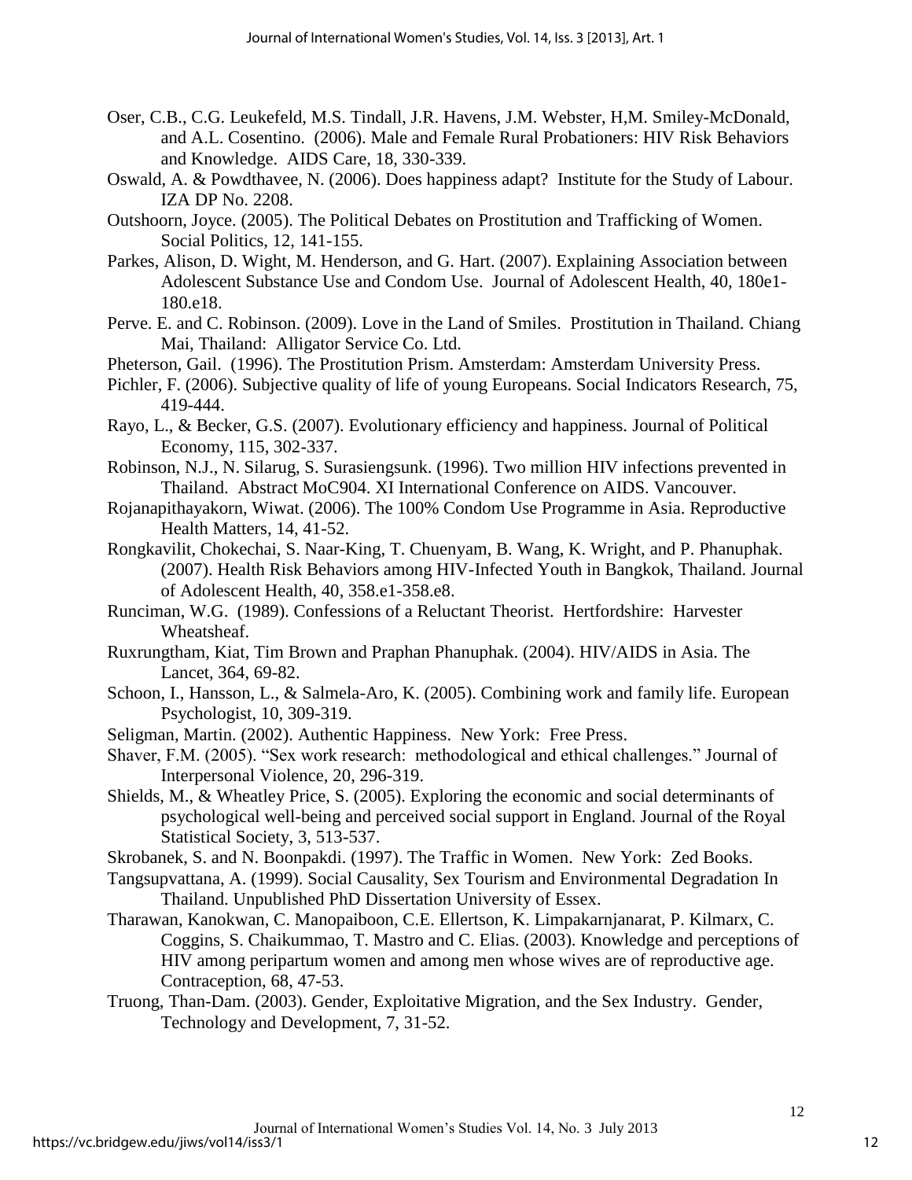Oser, C.B., C.G. Leukefeld, M.S. Tindall, J.R. Havens, J.M. Webster, H,M. Smiley-McDonald, and A.L. Cosentino. (2006). Male and Female Rural Probationers: HIV Risk Behaviors and Knowledge. AIDS Care, 18, 330-339.

Oswald, A. & Powdthavee, N. (2006). Does happiness adapt? Institute for the Study of Labour. IZA DP No. 2208.

Outshoorn, Joyce. (2005). The Political Debates on Prostitution and Trafficking of Women. Social Politics, 12, 141-155.

Parkes, Alison, D. Wight, M. Henderson, and G. Hart. (2007). Explaining Association between Adolescent Substance Use and Condom Use. Journal of Adolescent Health, 40, 180e1-180.e18.

Perve. E. and C. Robinson. (2009). Love in the Land of Smiles. Prostitution in Thailand. Chiang Mai, Thailand: Alligator Service Co. Ltd.

Pheterson, Gail. (1996). The Prostitution Prism. Amsterdam: Amsterdam University Press.

Pichler, F. (2006). Subjective quality of life of young Europeans. Social Indicators Research, 75, 419-444.

Rayo, L., & Becker, G.S. (2007). Evolutionary efficiency and happiness. Journal of Political Economy, 115, 302-337.

Robinson, N.J., N. Silarug, S. Surasiengsunk. (1996). Two million HIV infections prevented in Thailand. Abstract MoC904. XI International Conference on AIDS. Vancouver.

Rojanapithayakorn, Wiwat. (2006). The 100% Condom Use Programme in Asia. Reproductive Health Matters, 14, 41-52.

Rongkavilit, Chokechai, S. Naar-King, T. Chuenyam, B. Wang, K. Wright, and P. Phanuphak. (2007). Health Risk Behaviors among HIV-Infected Youth in Bangkok, Thailand. Journal of Adolescent Health, 40, 358.e1-358.e8.

Runciman, W.G. (1989). Confessions of a Reluctant Theorist. Hertfordshire: Harvester Wheatsheaf.

Ruxrungtham, Kiat, Tim Brown and Praphan Phanuphak. (2004). HIV/AIDS in Asia. The Lancet, 364, 69-82.

Schoon, I., Hansson, L., & Salmela-Aro, K. (2005). Combining work and family life. European Psychologist, 10, 309-319.

Seligman, Martin. (2002). Authentic Happiness. New York: Free Press.

Shaver, F.M. (2005). "Sex work research: methodological and ethical challenges." Journal of Interpersonal Violence, 20, 296-319.

Shields, M., & Wheatley Price, S. (2005). Exploring the economic and social determinants of psychological well-being and perceived social support in England. Journal of the Royal Statistical Society, 3, 513-537.

Skrobanek, S. and N. Boonpakdi. (1997). The Traffic in Women. New York: Zed Books.

Tangsupvattana, A. (1999). Social Causality, Sex Tourism and Environmental Degradation In Thailand. Unpublished PhD Dissertation University of Essex.

Tharawan, Kanokwan, C. Manopaiboon, C.E. Ellertson, K. Limpakarnjanarat, P. Kilmarx, C. Coggins, S. Chaikummao, T. Mastro and C. Elias. (2003). Knowledge and perceptions of HIV among peripartum women and among men whose wives are of reproductive age. Contraception, 68, 47-53.

Truong, Than-Dam. (2003). Gender, Exploitative Migration, and the Sex Industry. Gender, Technology and Development, 7, 31-52.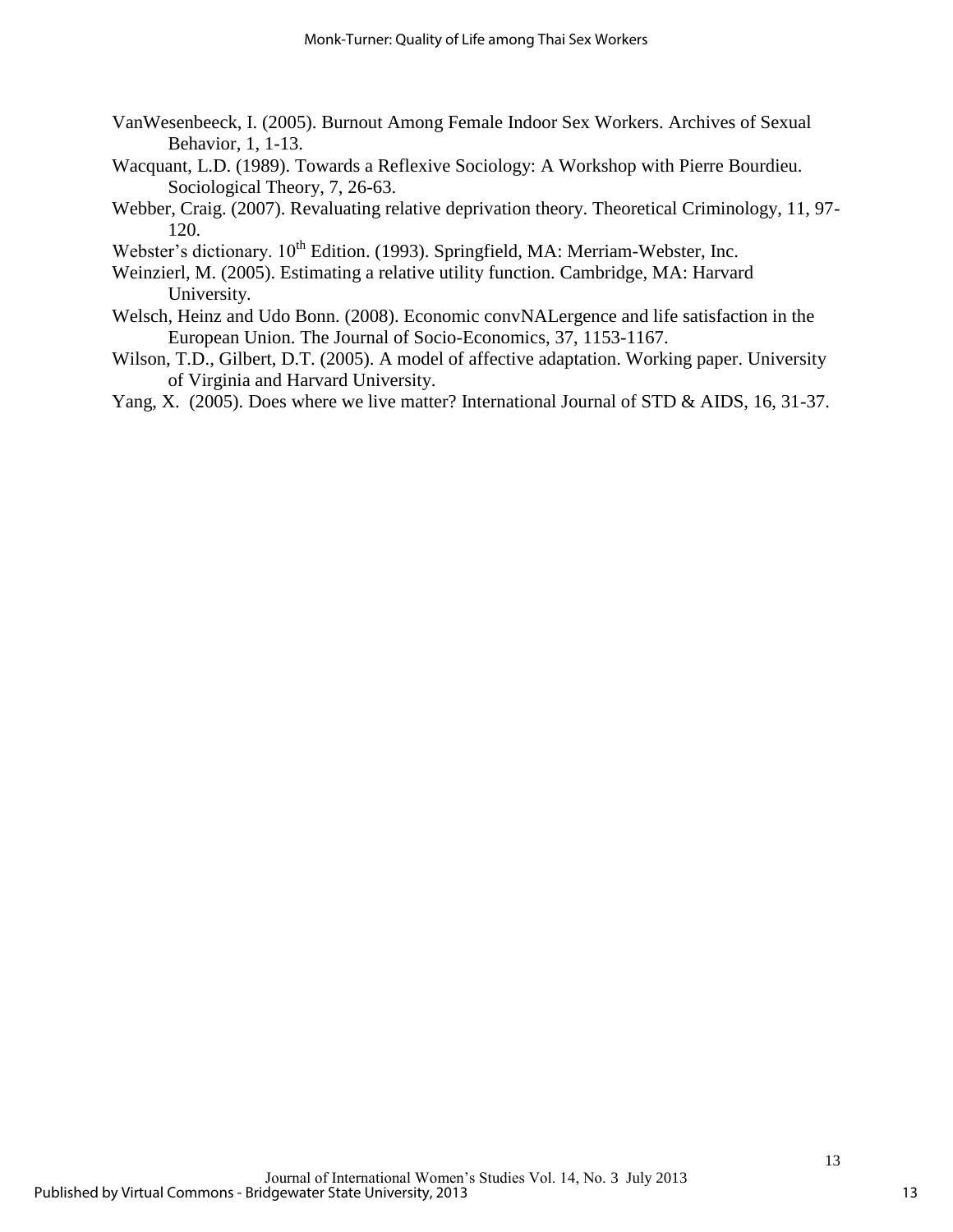VanWesenbeeck, I. (2005). Burnout Among Female Indoor Sex Workers. Archives of Sexual Behavior, 1, 1-13.

Wacquant, L.D. (1989). Towards a Reflexive Sociology: A Workshop with Pierre Bourdieu. Sociological Theory, 7, 26-63.

Webber, Craig. (2007). Revaluating relative deprivation theory. Theoretical Criminology, 11, 97-120.

Webster's dictionary. 10th Edition. (1993). Springfield, MA: Merriam-Webster, Inc.

Weinzierl, M. (2005). Estimating a relative utility function. Cambridge, MA: Harvard University.

Welsch, Heinz and Udo Bonn. (2008). Economic convNALergence and life satisfaction in the European Union. The Journal of Socio-Economics, 37, 1153-1167.

Wilson, T.D., Gilbert, D.T. (2005). A model of affective adaptation. Working paper. University of Virginia and Harvard University.

Yang, X. (2005). Does where we live matter? International Journal of STD & AIDS, 16, 31-37.